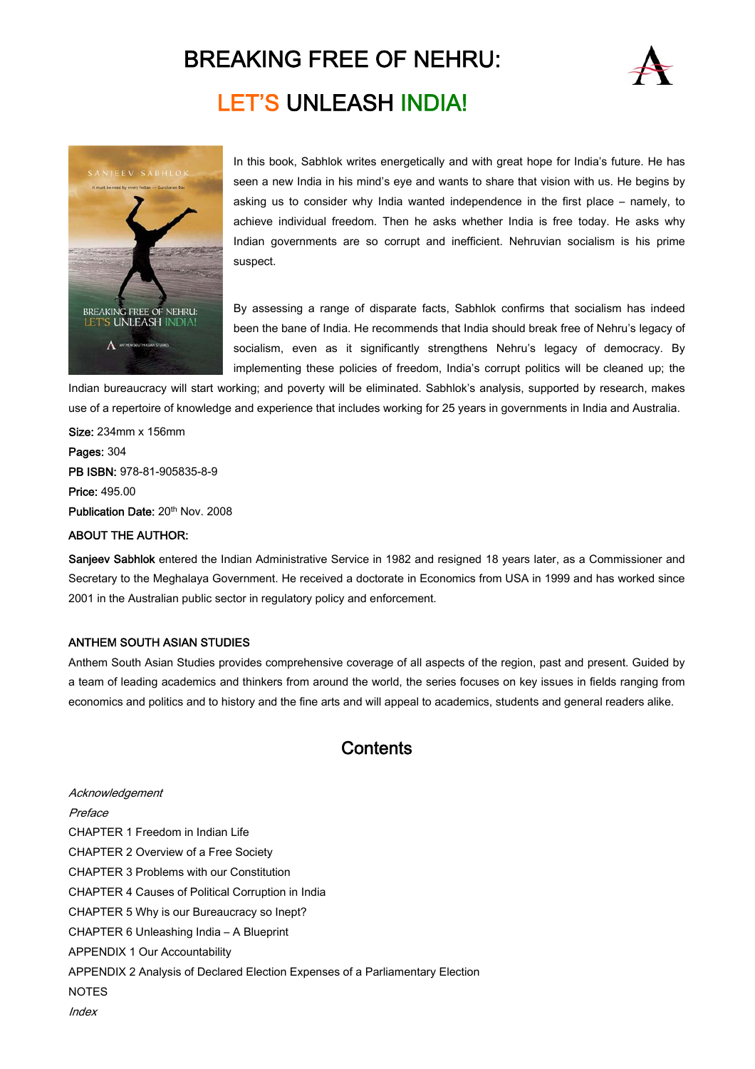# BREAKING FREE OF NEHRU:

## LET'S UNLEASH INDIA!

In this book, Sabhlok writes energetically and with great hope for India's future. He has seen a new India in his mind's eye and wants to share that vision with us. He begins by asking us to consider why India wanted independence in the first place – namely, to achieve individual freedom. Then he asks whether India is free today. He asks why Indian governments are so corrupt and inefficient. Nehruvian socialism is his prime suspect.

By assessing a range of disparate facts, Sabhlok confirms that socialism has indeed been the bane of India. He recommends that India should break free of Nehru's legacy of socialism, even as it significantly strengthens Nehru's legacy of democracy. By implementing these policies of freedom, India's corrupt politics will be cleaned up; the Indian bureaucracy will start working; and poverty will be eliminated. Sabhlok's analysis, supported by research, makes use of a repertoire of knowledge and experience that includes working for 25 years in governments in India and Australia.

**Size:** 234mm x 156mm

**Pages:** 304

**PB ISBN:** 978-81-905835-8-9

**Price:** 495.00

**Publication Date:** 20th Nov. 2008

**ABOUT THE AUTHOR:**

**Sanjeev Sabhlok** entered the Indian Administrative Service in 1982 and resigned 18 years later, as a Commissioner and Secretary to the Meghalaya Government. He received a doctorate in Economics from USA in 1999 and has worked since 2001 in the Australian public sector in regulatory policy and enforcement.

**ANTHEM SOUTH ASIAN STUDIES**

Anthem South Asian Studies provides comprehensive coverage of all aspects of the region, past and present. Guided by a team of leading academics and thinkers from around the world, the series focuses on key issues in fields ranging from economics and politics and to history and the fine arts and will appeal to academics, students and general readers alike.

## Contents

*Acknowledgement*

*Preface*

CHAPTER 1 Freedom in Indian Life

CHAPTER 2 Overview of a Free Society

CHAPTER 3 Problems with our Constitution

CHAPTER 4 Causes of Political Corruption in India

CHAPTER 5 Why is our Bureaucracy so Inept?

CHAPTER 6 Unleashing India – A Blueprint

APPENDIX 1 Our Accountability

APPENDIX 2 Analysis of Declared Election Expenses of a Parliamentary Election

NOTES

*Index*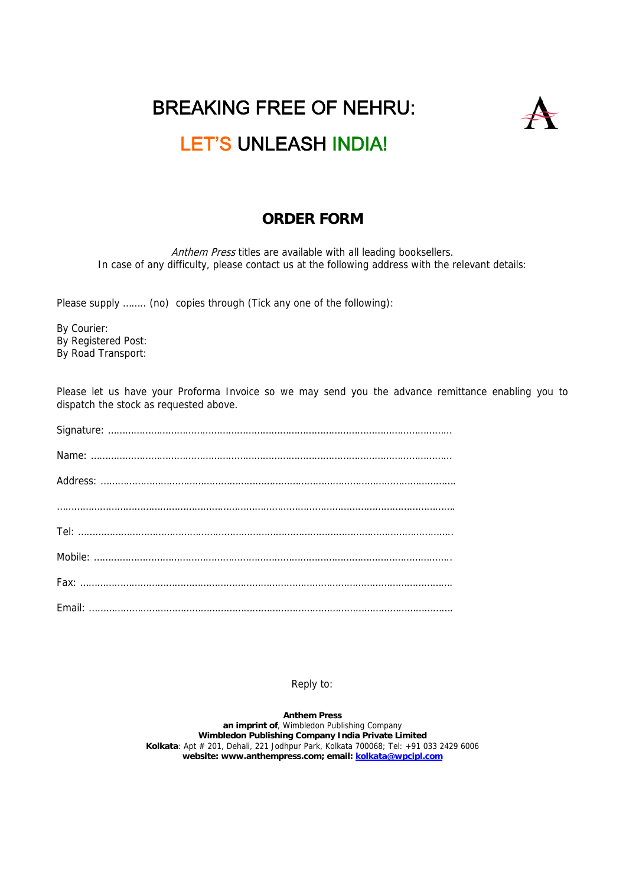# BREAKING FREE OF NEHRU:

# LET'S UNLEASH INDIA!

## ORDER FORM

*Anthem Press* titles are available with all leading booksellers.
In case of any difficulty, please contact us at the following address with the relevant details:

Please supply ........ (no) copies through (Tick any one of the following):

By Courier:
By Registered Post:
By Road Transport:

Please let us have your Proforma Invoice so we may send you the advance remittance enabling you to dispatch the stock as requested above.

Signature: ..................................................................................................................

Name: ..........................................................................................................................

Address: ......................................................................................................................

......................................................................................................................................

Tel: ................................................................................................................................

Mobile: .........................................................................................................................

Fax: ..............................................................................................................................

Email: ...........................................................................................................................

Reply to:

**Anthem Press**
**an imprint of**, Wimbledon Publishing Company
**Wimbledon Publishing Company India Private Limited**
**Kolkata**: Apt # 201, Dehali, 221 Jodhpur Park, Kolkata 700068; Tel: +91 033 2429 6006
**website: www.anthempress.com; email: kolkata@wpcipl.com**